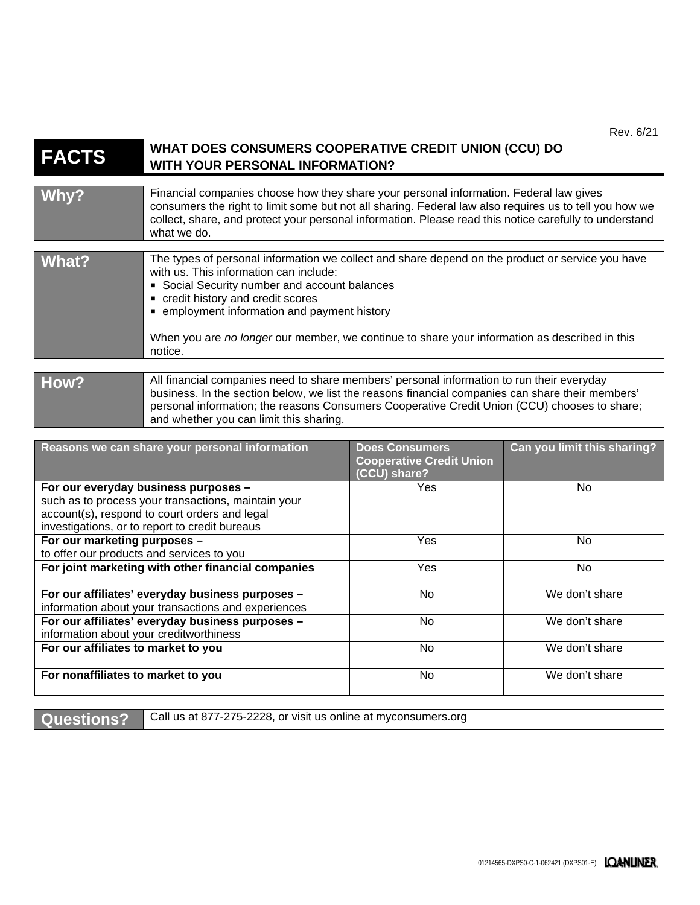Rev. 6/21

# FACTS — WHAT DOES CONSUMERS COOPERATIVE CREDIT UNION (CCU) DO WITH YOUR PERSONAL INFORMATION?

## Why?

Financial companies choose how they share your personal information. Federal law gives consumers the right to limit some but not all sharing. Federal law also requires us to tell you how we collect, share, and protect your personal information. Please read this notice carefully to understand what we do.

## What?

The types of personal information we collect and share depend on the product or service you have with us. This information can include:

- Social Security number and account balances
- credit history and credit scores
- employment information and payment history

When you are *no longer* our member, we continue to share your information as described in this notice.

## How?

All financial companies need to share members' personal information to run their everyday business. In the section below, we list the reasons financial companies can share their members' personal information; the reasons Consumers Cooperative Credit Union (CCU) chooses to share; and whether you can limit this sharing.

| Reasons we can share your personal information | Does Consumers Cooperative Credit Union (CCU) share? | Can you limit this sharing? |
|---|---|---|
| **For our everyday business purposes –** such as to process your transactions, maintain your account(s), respond to court orders and legal investigations, or to report to credit bureaus | Yes | No |
| **For our marketing purposes –** to offer our products and services to you | Yes | No |
| **For joint marketing with other financial companies** | Yes | No |
| **For our affiliates' everyday business purposes –** information about your transactions and experiences | No | We don't share |
| **For our affiliates' everyday business purposes –** information about your creditworthiness | No | We don't share |
| **For our affiliates to market to you** | No | We don't share |
| **For nonaffiliates to market to you** | No | We don't share |

## Questions?

Call us at 877-275-2228, or visit us online at myconsumers.org

01214565-DXPS0-C-1-062421 (DXPS01-E) LOANLINER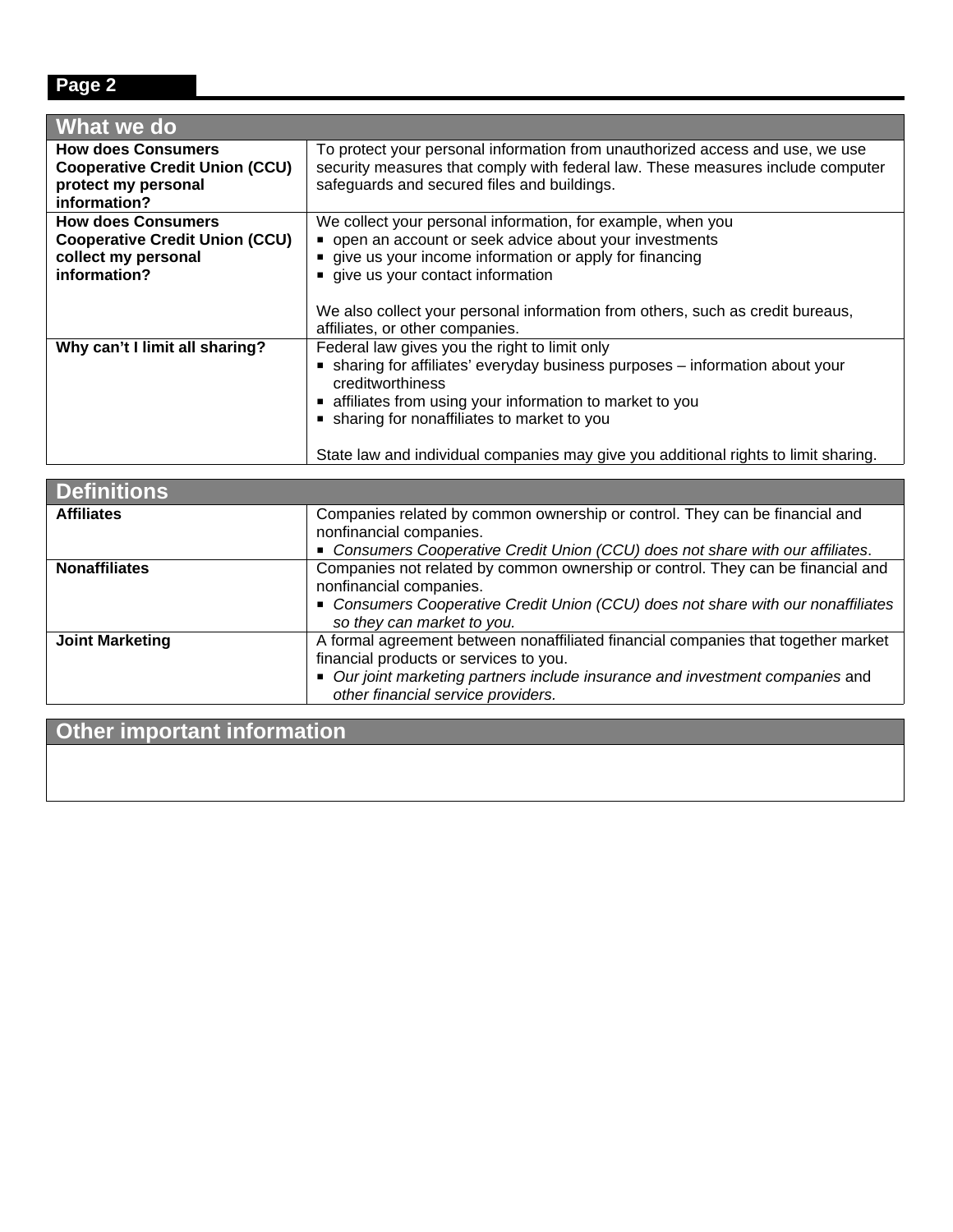| What we do | |
|---|---|
| **How does Consumers Cooperative Credit Union (CCU) protect my personal information?** | To protect your personal information from unauthorized access and use, we use security measures that comply with federal law. These measures include computer safeguards and secured files and buildings. |
| **How does Consumers Cooperative Credit Union (CCU) collect my personal information?** | We collect your personal information, for example, when you<br>▪ open an account or seek advice about your investments<br>▪ give us your income information or apply for financing<br>▪ give us your contact information<br><br>We also collect your personal information from others, such as credit bureaus, affiliates, or other companies. |
| **Why can't I limit all sharing?** | Federal law gives you the right to limit only<br>▪ sharing for affiliates' everyday business purposes – information about your creditworthiness<br>▪ affiliates from using your information to market to you<br>▪ sharing for nonaffiliates to market to you<br><br>State law and individual companies may give you additional rights to limit sharing. |

| Definitions | |
|---|---|
| **Affiliates** | Companies related by common ownership or control. They can be financial and nonfinancial companies.<br>▪ *Consumers Cooperative Credit Union (CCU) does not share with our affiliates*. |
| **Nonaffiliates** | Companies not related by common ownership or control. They can be financial and nonfinancial companies.<br>▪ *Consumers Cooperative Credit Union (CCU) does not share with our nonaffiliates so they can market to you.* |
| **Joint Marketing** | A formal agreement between nonaffiliated financial companies that together market financial products or services to you.<br>▪ *Our joint marketing partners include insurance and investment companies* and *other financial service providers.* |

## Other important information